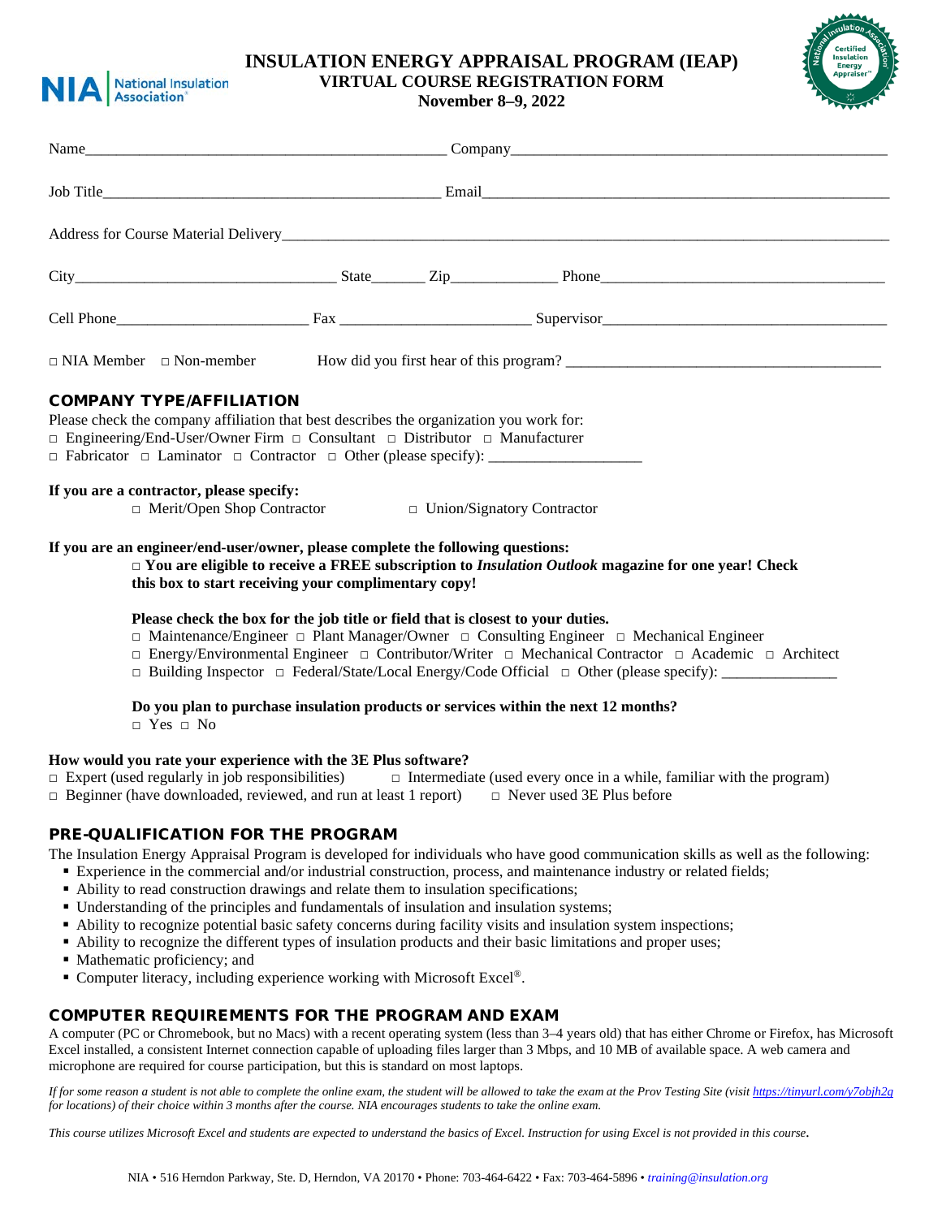# INSULATION ENERGY APPRAISAL PROGRAM (IEAP)

## VIRTUAL COURSE REGISTRATION FORM

**November 8–9, 2022**

Name_______________________________________________ Company_______________________________________________

Job Title____________________________________________ Email____________________________________________________

Address for Course Material Delivery___________________________________________________________________________

City__________________________________ State_______ Zip_____________ Phone____________________________________

Cell Phone________________________ Fax ________________________ Supervisor____________________________________

□ NIA Member □ Non-member How did you first hear of this program? __________________________________________

## COMPANY TYPE/AFFILIATION

Please check the company affiliation that best describes the organization you work for:
□ Engineering/End-User/Owner Firm □ Consultant □ Distributor □ Manufacturer
□ Fabricator □ Laminator □ Contractor □ Other (please specify): ___________________

**If you are a contractor, please specify:**
□ Merit/Open Shop Contractor □ Union/Signatory Contractor

**If you are an engineer/end-user/owner, please complete the following questions:**

□ **You are eligible to receive a FREE subscription to *Insulation Outlook* magazine for one year! Check this box to start receiving your complimentary copy!**

**Please check the box for the job title or field that is closest to your duties.**
□ Maintenance/Engineer □ Plant Manager/Owner □ Consulting Engineer □ Mechanical Engineer
□ Energy/Environmental Engineer □ Contributor/Writer □ Mechanical Contractor □ Academic □ Architect
□ Building Inspector □ Federal/State/Local Energy/Code Official □ Other (please specify): ______________

**Do you plan to purchase insulation products or services within the next 12 months?**
□ Yes □ No

**How would you rate your experience with the 3E Plus software?**
□ Expert (used regularly in job responsibilities) □ Intermediate (used every once in a while, familiar with the program)
□ Beginner (have downloaded, reviewed, and run at least 1 report) □ Never used 3E Plus before

## PRE-QUALIFICATION FOR THE PROGRAM

The Insulation Energy Appraisal Program is developed for individuals who have good communication skills as well as the following:

- Experience in the commercial and/or industrial construction, process, and maintenance industry or related fields;
- Ability to read construction drawings and relate them to insulation specifications;
- Understanding of the principles and fundamentals of insulation and insulation systems;
- Ability to recognize potential basic safety concerns during facility visits and insulation system inspections;
- Ability to recognize the different types of insulation products and their basic limitations and proper uses;
- Mathematic proficiency; and
- Computer literacy, including experience working with Microsoft Excel®.

## COMPUTER REQUIREMENTS FOR THE PROGRAM AND EXAM

A computer (PC or Chromebook, but no Macs) with a recent operating system (less than 3–4 years old) that has either Chrome or Firefox, has Microsoft Excel installed, a consistent Internet connection capable of uploading files larger than 3 Mbps, and 10 MB of available space. A web camera and microphone are required for course participation, but this is standard on most laptops.

*If for some reason a student is not able to complete the online exam, the student will be allowed to take the exam at the Prov Testing Site (visit https://tinyurl.com/y7objh2g for locations) of their choice within 3 months after the course. NIA encourages students to take the online exam.*

*This course utilizes Microsoft Excel and students are expected to understand the basics of Excel. Instruction for using Excel is not provided in this course.*

NIA • 516 Herndon Parkway, Ste. D, Herndon, VA 20170 • Phone: 703-464-6422 • Fax: 703-464-5896 • *training@insulation.org*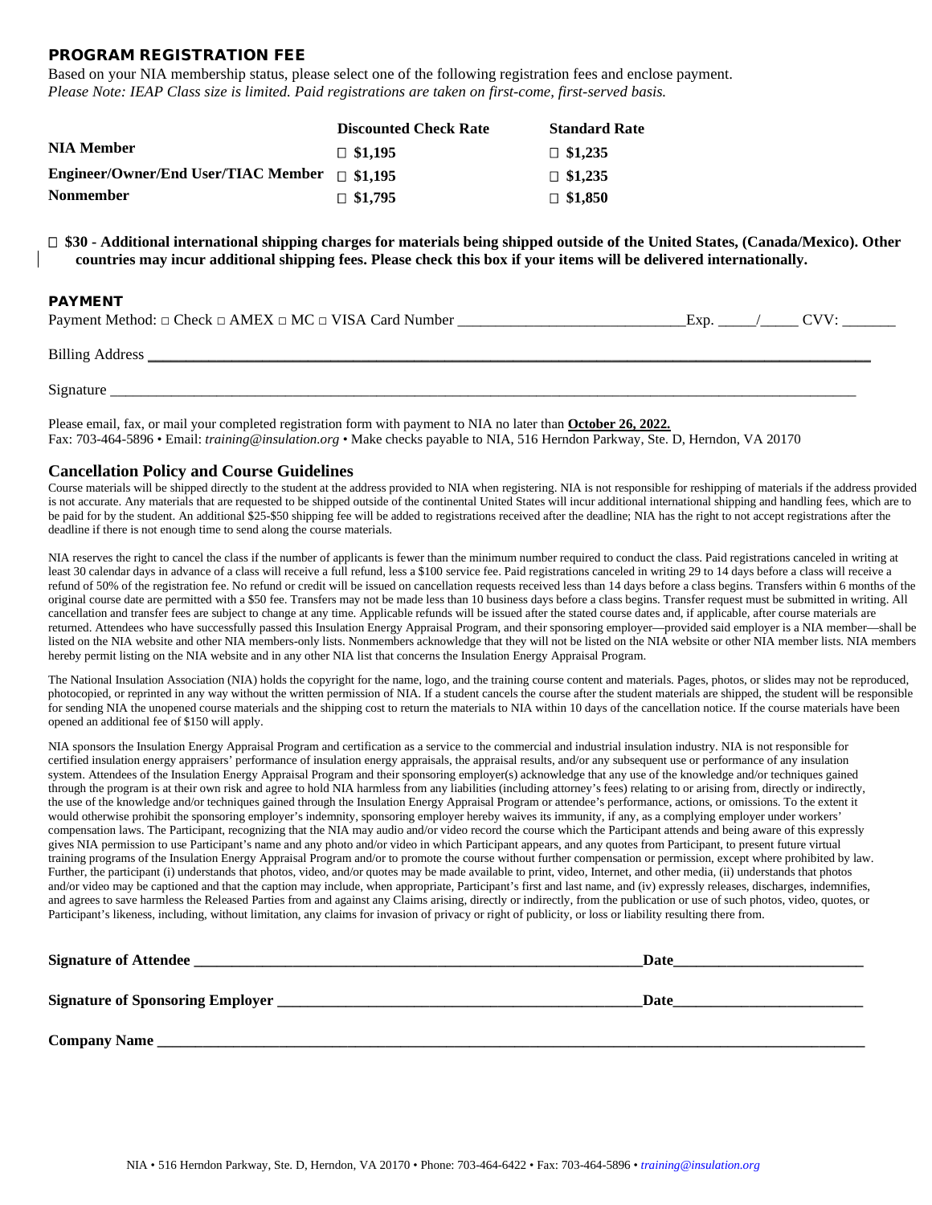## PROGRAM REGISTRATION FEE

Based on your NIA membership status, please select one of the following registration fees and enclose payment.
*Please Note: IEAP Class size is limited. Paid registrations are taken on first-come, first-served basis.*

| | Discounted Check Rate | Standard Rate |
|---|---|---|
| **NIA Member** | □ **$1,195** | □ **$1,235** |
| **Engineer/Owner/End User/TIAC Member** | □ **$1,195** | □ **$1,235** |
| **Nonmember** | □ **$1,795** | □ **$1,850** |

□ **$30 - Additional international shipping charges for materials being shipped outside of the United States, (Canada/Mexico). Other countries may incur additional shipping fees. Please check this box if your items will be delivered internationally.**

## PAYMENT

Payment Method: □ Check □ AMEX □ MC □ VISA Card Number ____________________________Exp. _____/_____ CVV: _______

Billing Address ____________________________________________________________________________________

Signature ____________________________________________________________________________________

Please email, fax, or mail your completed registration form with payment to NIA no later than **October 26, 2022.**
Fax: 703-464-5896 • Email: *training@insulation.org* • Make checks payable to NIA, 516 Herndon Parkway, Ste. D, Herndon, VA 20170

## Cancellation Policy and Course Guidelines

Course materials will be shipped directly to the student at the address provided to NIA when registering. NIA is not responsible for reshipping of materials if the address provided is not accurate. Any materials that are requested to be shipped outside of the continental United States will incur additional international shipping and handling fees, which are to be paid for by the student. An additional $25-$50 shipping fee will be added to registrations received after the deadline; NIA has the right to not accept registrations after the deadline if there is not enough time to send along the course materials.

NIA reserves the right to cancel the class if the number of applicants is fewer than the minimum number required to conduct the class. Paid registrations canceled in writing at least 30 calendar days in advance of a class will receive a full refund, less a $100 service fee. Paid registrations canceled in writing 29 to 14 days before a class will receive a refund of 50% of the registration fee. No refund or credit will be issued on cancellation requests received less than 14 days before a class begins. Transfers within 6 months of the original course date are permitted with a $50 fee. Transfers may not be made less than 10 business days before a class begins. Transfer request must be submitted in writing. All cancellation and transfer fees are subject to change at any time. Applicable refunds will be issued after the stated course dates and, if applicable, after course materials are returned. Attendees who have successfully passed this Insulation Energy Appraisal Program, and their sponsoring employer—provided said employer is a NIA member—shall be listed on the NIA website and other NIA members-only lists. Nonmembers acknowledge that they will not be listed on the NIA website or other NIA member lists. NIA members hereby permit listing on the NIA website and in any other NIA list that concerns the Insulation Energy Appraisal Program.

The National Insulation Association (NIA) holds the copyright for the name, logo, and the training course content and materials. Pages, photos, or slides may not be reproduced, photocopied, or reprinted in any way without the written permission of NIA. If a student cancels the course after the student materials are shipped, the student will be responsible for sending NIA the unopened course materials and the shipping cost to return the materials to NIA within 10 days of the cancellation notice. If the course materials have been opened an additional fee of $150 will apply.

NIA sponsors the Insulation Energy Appraisal Program and certification as a service to the commercial and industrial insulation industry. NIA is not responsible for certified insulation energy appraisers' performance of insulation energy appraisals, the appraisal results, and/or any subsequent use or performance of any insulation system. Attendees of the Insulation Energy Appraisal Program and their sponsoring employer(s) acknowledge that any use of the knowledge and/or techniques gained through the program is at their own risk and agree to hold NIA harmless from any liabilities (including attorney's fees) relating to or arising from, directly or indirectly, the use of the knowledge and/or techniques gained through the Insulation Energy Appraisal Program or attendee's performance, actions, or omissions. To the extent it would otherwise prohibit the sponsoring employer's indemnity, sponsoring employer hereby waives its immunity, if any, as a complying employer under workers' compensation laws. The Participant, recognizing that the NIA may audio and/or video record the course which the Participant attends and being aware of this expressly gives NIA permission to use Participant's name and any photo and/or video in which Participant appears, and any quotes from Participant, to present future virtual training programs of the Insulation Energy Appraisal Program and/or to promote the course without further compensation or permission, except where prohibited by law. Further, the participant (i) understands that photos, video, and/or quotes may be made available to print, video, Internet, and other media, (ii) understands that photos and/or video may be captioned and that the caption may include, when appropriate, Participant's first and last name, and (iv) expressly releases, discharges, indemnifies, and agrees to save harmless the Released Parties from and against any Claims arising, directly or indirectly, from the publication or use of such photos, video, quotes, or Participant's likeness, including, without limitation, any claims for invasion of privacy or right of publicity, or loss or liability resulting there from.

**Signature of Attendee** ____________________________________________________________**Date**_________________________

**Signature of Sponsoring Employer** _________________________________________________**Date**_________________________

**Company Name** ____________________________________________________________________________________________